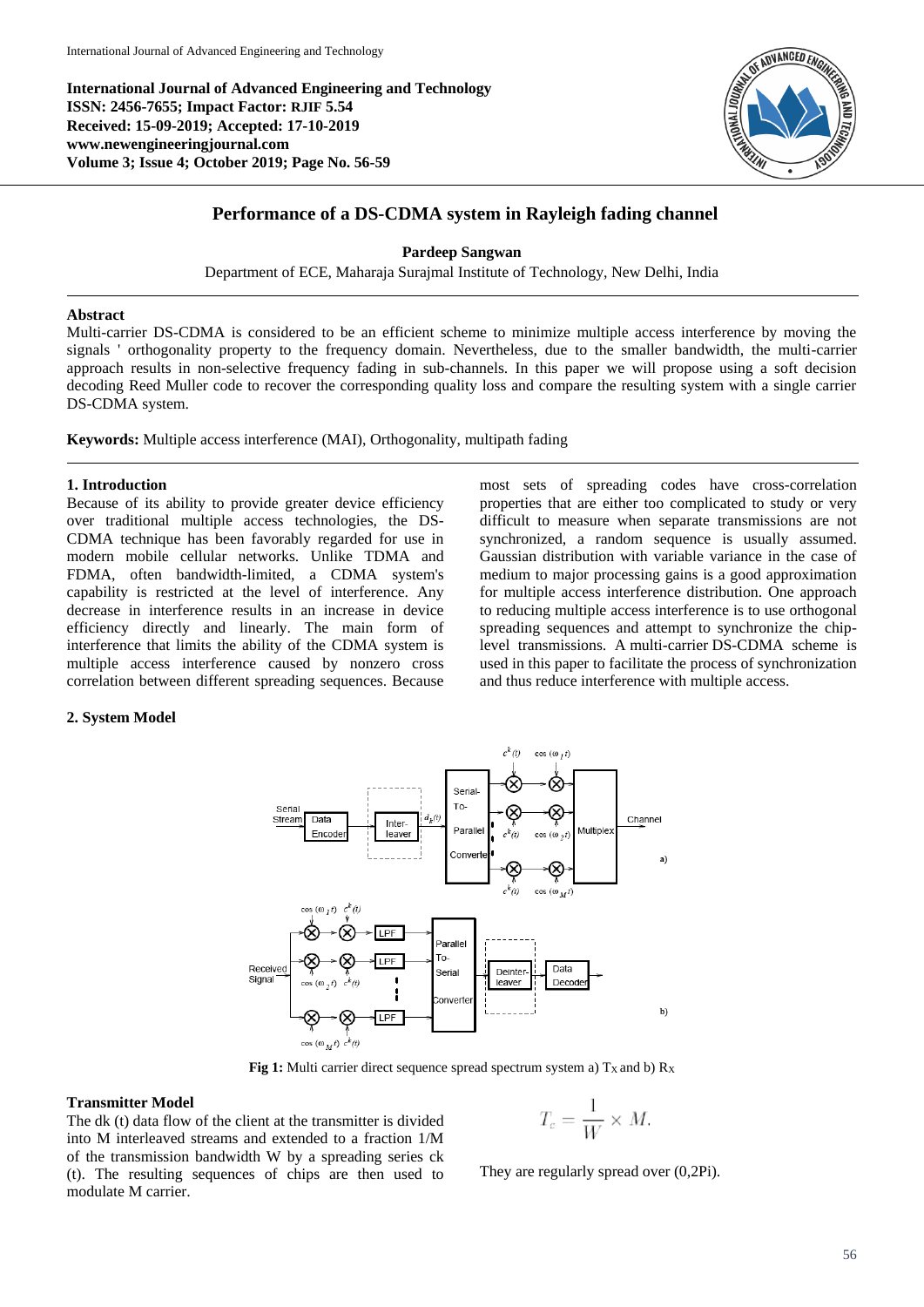**International Journal of Advanced Engineering and Technology**
**ISSN: 2456-7655; Impact Factor: RJIF 5.54**
**Received: 15-09-2019; Accepted: 17-10-2019**
**www.newengineeringjournal.com**
**Volume 3; Issue 4; October 2019; Page No. 56-59**

# Performance of a DS-CDMA system in Rayleigh fading channel

**Pardeep Sangwan**

Department of ECE, Maharaja Surajmal Institute of Technology, New Delhi, India

## Abstract

Multi-carrier DS-CDMA is considered to be an efficient scheme to minimize multiple access interference by moving the signals ' orthogonality property to the frequency domain. Nevertheless, due to the smaller bandwidth, the multi-carrier approach results in non-selective frequency fading in sub-channels. In this paper we will propose using a soft decision decoding Reed Muller code to recover the corresponding quality loss and compare the resulting system with a single carrier DS-CDMA system.

**Keywords:** Multiple access interference (MAI), Orthogonality, multipath fading

## 1. Introduction

Because of its ability to provide greater device efficiency over traditional multiple access technologies, the DS-CDMA technique has been favorably regarded for use in modern mobile cellular networks. Unlike TDMA and FDMA, often bandwidth-limited, a CDMA system's capability is restricted at the level of interference. Any decrease in interference results in an increase in device efficiency directly and linearly. The main form of interference that limits the ability of the CDMA system is multiple access interference caused by nonzero cross correlation between different spreading sequences. Because most sets of spreading codes have cross-correlation properties that are either too complicated to study or very difficult to measure when separate transmissions are not synchronized, a random sequence is usually assumed. Gaussian distribution with variable variance in the case of medium to major processing gains is a good approximation for multiple access interference distribution. One approach to reducing multiple access interference is to use orthogonal spreading sequences and attempt to synchronize the chip-level transmissions. A multi-carrier DS-CDMA scheme is used in this paper to facilitate the process of synchronization and thus reduce interference with multiple access.

## 2. System Model

**Fig 1:** Multi carrier direct sequence spread spectrum system a) $T_X$ and b) $R_X$

### Transmitter Model

The dk (t) data flow of the client at the transmitter is divided into M interleaved streams and extended to a fraction 1/M of the transmission bandwidth W by a spreading series ck (t). The resulting sequences of chips are then used to modulate M carrier.

$$T_c = \frac{1}{W} \times M.$$

They are regularly spread over (0,2Pi).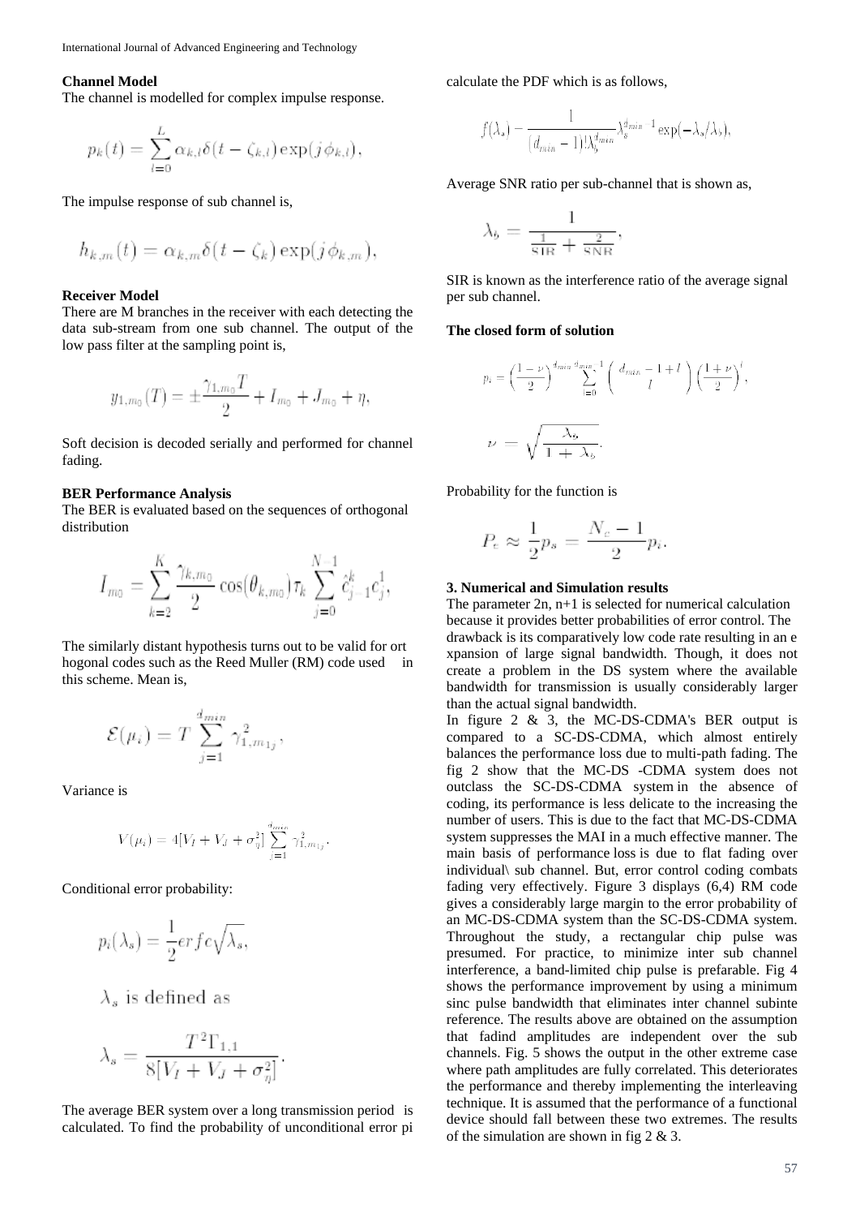**Channel Model**

The channel is modelled for complex impulse response.

$$p_k(t) = \sum_{l=0}^{L} \alpha_{k,l}\delta(t - \zeta_{k,l}) \exp(j\phi_{k,l}),$$

The impulse response of sub channel is,

$$h_{k,m}(t) = \alpha_{k,m}\delta(t - \zeta_k) \exp(j\phi_{k,m}),$$

**Receiver Model**

There are M branches in the receiver with each detecting the data sub-stream from one sub channel. The output of the low pass filter at the sampling point is,

$$y_{1,m_0}(T) = \pm\frac{\gamma_{1,m_0}T}{2} + I_{m_0} + J_{m_0} + \eta,$$

Soft decision is decoded serially and performed for channel fading.

**BER Performance Analysis**

The BER is evaluated based on the sequences of orthogonal distribution

$$I_{m_0} = \sum_{k=2}^{K} \frac{\gamma_{k,m_0}}{2} \cos(\theta_{k,m_0})\tau_k \sum_{j=0}^{N-1} \hat{c}_{j-1}^{k} c_j^{1},$$

The similarly distant hypothesis turns out to be valid for ort hogonal codes such as the Reed Muller (RM) code used in this scheme. Mean is,

$$\mathcal{E}(\mu_i) = T \sum_{j=1}^{d_{min}} \gamma_{1,m_{1j}}^2,$$

Variance is

$$V(\mu_i) = 4[V_I + V_J + \sigma_\eta^2] \sum_{j=1}^{d_{min}} \gamma_{1,m_{1j}}^2.$$

Conditional error probability:

$$p_i(\lambda_s) = \frac{1}{2} erfc\sqrt{\lambda_s},$$

$\lambda_s$ is defined as

$$\lambda_s = \frac{T^2\Gamma_{1,1}}{8[V_I + V_J + \sigma_\eta^2]}.$$

The average BER system over a long transmission period is calculated. To find the probability of unconditional error pi calculate the PDF which is as follows,

$$f(\lambda_s) = \frac{1}{(d_{min} - 1)!\lambda_b^{d_{min}}} \lambda_s^{d_{min}-1} \exp(-\lambda_s/\lambda_b),$$

Average SNR ratio per sub-channel that is shown as,

$$\lambda_b = \frac{1}{\frac{1}{SIR} + \frac{2}{SNR}},$$

SIR is known as the interference ratio of the average signal per sub channel.

**The closed form of solution**

$$p_i = \left(\frac{1-\nu}{2}\right)^{d_{min}} \sum_{l=0}^{d_{min}-1} \binom{d_{min} - 1 + l}{l} \left(\frac{1+\nu}{2}\right)^{l},$$

$$\nu = \sqrt{\frac{\lambda_b}{1 + \lambda_b}}.$$

Probability for the function is

$$P_e \approx \frac{1}{2}p_s = \frac{N_c - 1}{2}p_i.$$

**3. Numerical and Simulation results**

The parameter 2n, n+1 is selected for numerical calculation because it provides better probabilities of error control. The drawback is its comparatively low code rate resulting in an e xpansion of large signal bandwidth. Though, it does not create a problem in the DS system where the available bandwidth for transmission is usually considerably larger than the actual signal bandwidth.

In figure 2 & 3, the MC-DS-CDMA's BER output is compared to a SC-DS-CDMA, which almost entirely balances the performance loss due to multi-path fading. The fig 2 show that the MC-DS -CDMA system does not outclass the SC-DS-CDMA system in the absence of coding, its performance is less delicate to the increasing the number of users. This is due to the fact that MC-DS-CDMA system suppresses the MAI in a much effective manner. The main basis of performance loss is due to flat fading over individual\ sub channel. But, error control coding combats fading very effectively. Figure 3 displays (6,4) RM code gives a considerably large margin to the error probability of an MC-DS-CDMA system than the SC-DS-CDMA system. Throughout the study, a rectangular chip pulse was presumed. For practice, to minimize inter sub channel interference, a band-limited chip pulse is prefarable. Fig 4 shows the performance improvement by using a minimum sinc pulse bandwidth that eliminates inter channel subinte reference. The results above are obtained on the assumption that fadind amplitudes are independent over the sub channels. Fig. 5 shows the output in the other extreme case where path amplitudes are fully correlated. This deteriorates the performance and thereby implementing the interleaving technique. It is assumed that the performance of a functional device should fall between these two extremes. The results of the simulation are shown in fig 2 & 3.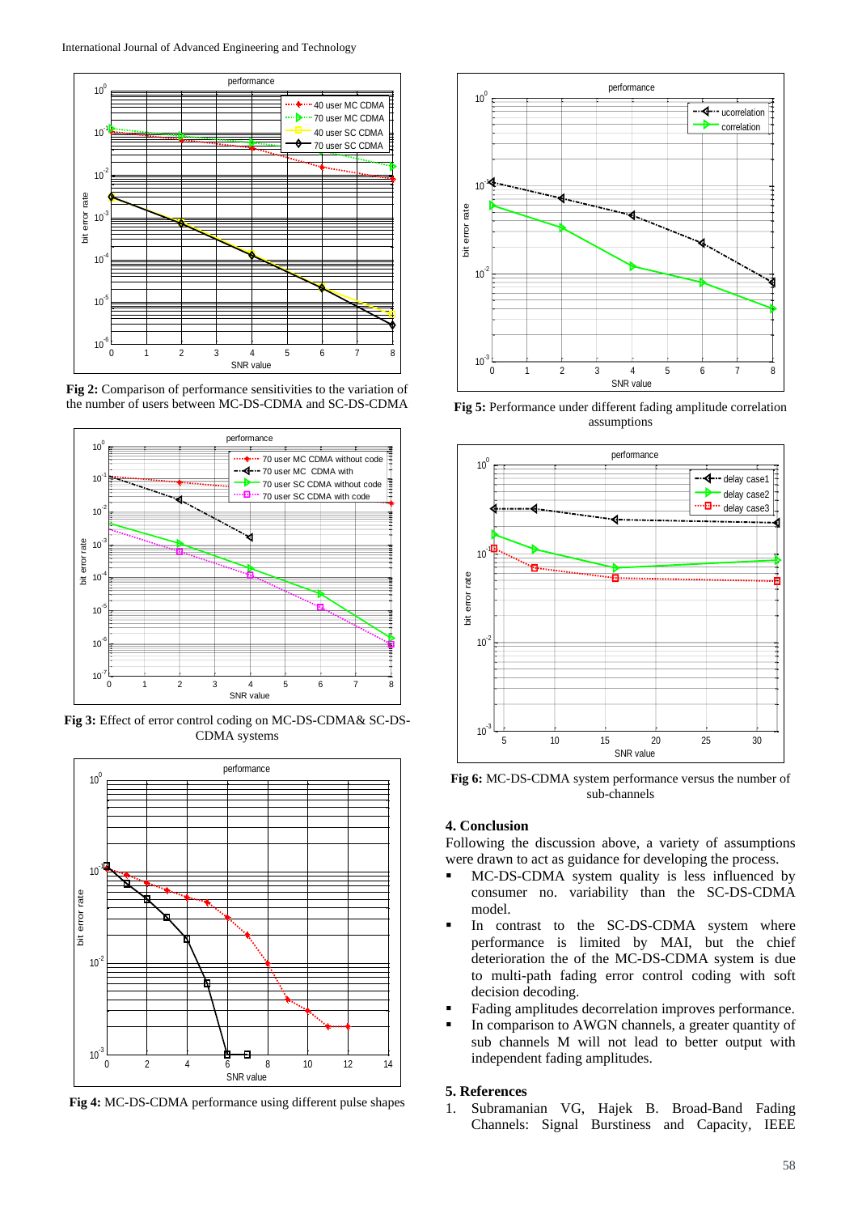Fig 2: Comparison of performance sensitivities to the variation of the number of users between MC-DS-CDMA and SC-DS-CDMA

Fig 3: Effect of error control coding on MC-DS-CDMA& SC-DS-CDMA systems

Fig 4: MC-DS-CDMA performance using different pulse shapes

Fig 5: Performance under different fading amplitude correlation assumptions

Fig 6: MC-DS-CDMA system performance versus the number of sub-channels

## 4. Conclusion

Following the discussion above, a variety of assumptions were drawn to act as guidance for developing the process.

- MC-DS-CDMA system quality is less influenced by consumer no. variability than the SC-DS-CDMA model.
- In contrast to the SC-DS-CDMA system where performance is limited by MAI, but the chief deterioration the of the MC-DS-CDMA system is due to multi-path fading error control coding with soft decision decoding.
- Fading amplitudes decorrelation improves performance.
- In comparison to AWGN channels, a greater quantity of sub channels M will not lead to better output with independent fading amplitudes.

## 5. References

1. Subramanian VG, Hajek B. Broad-Band Fading Channels: Signal Burstiness and Capacity, IEEE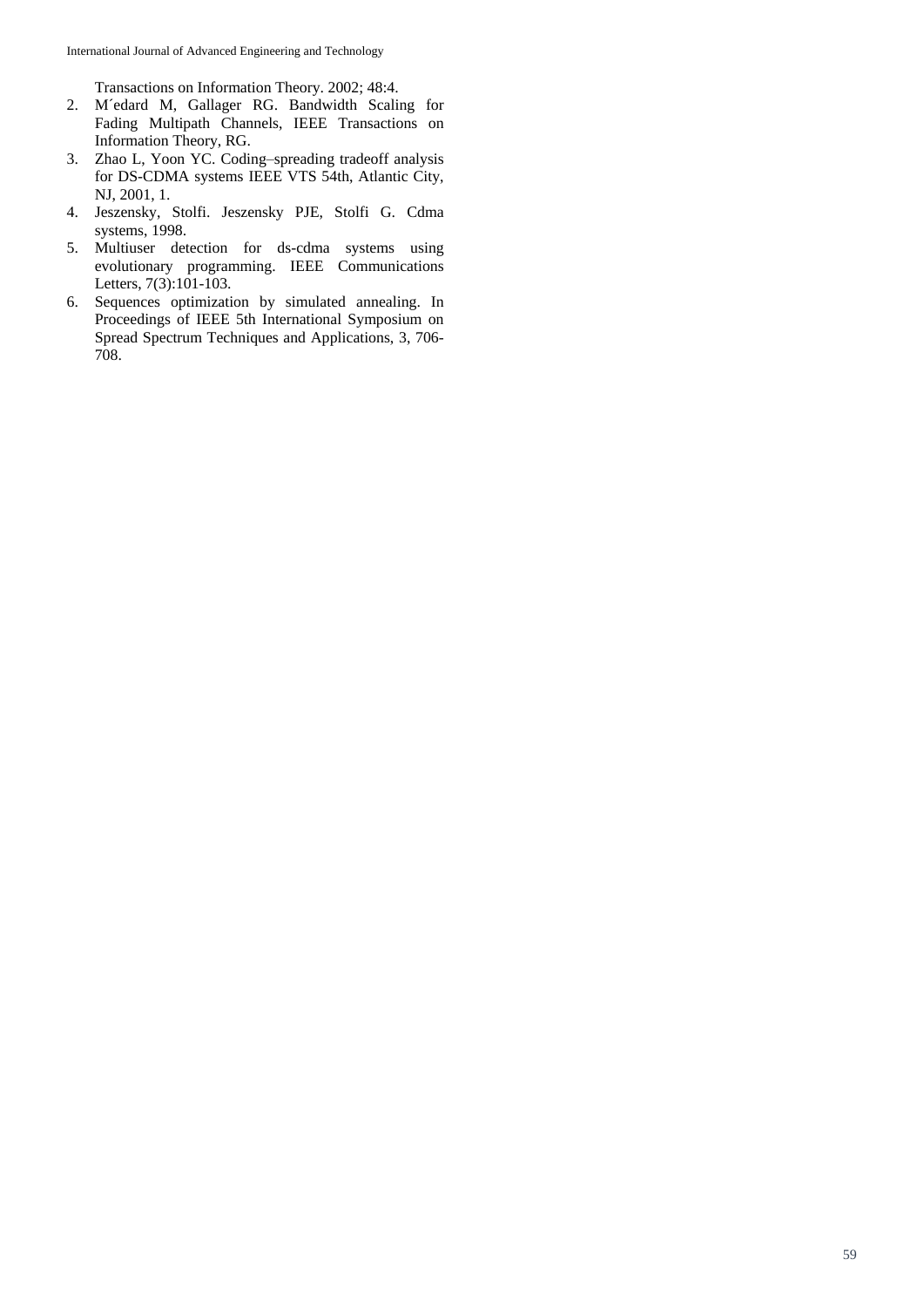Transactions on Information Theory. 2002; 48:4.

2. M´edard M, Gallager RG. Bandwidth Scaling for Fading Multipath Channels, IEEE Transactions on Information Theory, RG.
3. Zhao L, Yoon YC. Coding–spreading tradeoff analysis for DS-CDMA systems IEEE VTS 54th, Atlantic City, NJ, 2001, 1.
4. Jeszensky, Stolfi. Jeszensky PJE, Stolfi G. Cdma systems, 1998.
5. Multiuser detection for ds-cdma systems using evolutionary programming. IEEE Communications Letters, 7(3):101-103.
6. Sequences optimization by simulated annealing. In Proceedings of IEEE 5th International Symposium on Spread Spectrum Techniques and Applications, 3, 706-708.